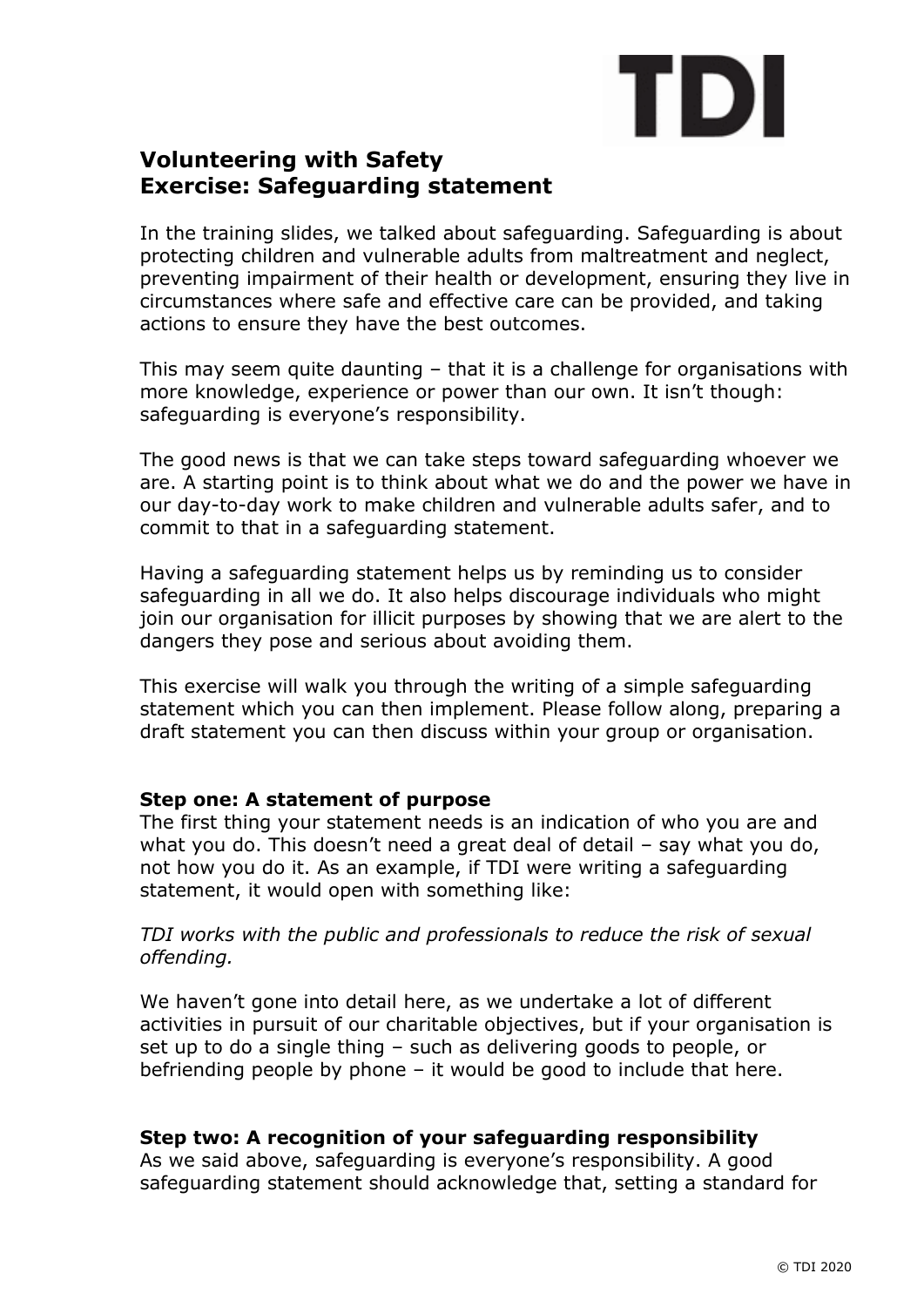TDI

# Volunteering with Safety
# Exercise: Safeguarding statement

In the training slides, we talked about safeguarding. Safeguarding is about protecting children and vulnerable adults from maltreatment and neglect, preventing impairment of their health or development, ensuring they live in circumstances where safe and effective care can be provided, and taking actions to ensure they have the best outcomes.

This may seem quite daunting – that it is a challenge for organisations with more knowledge, experience or power than our own. It isn't though: safeguarding is everyone's responsibility.

The good news is that we can take steps toward safeguarding whoever we are. A starting point is to think about what we do and the power we have in our day-to-day work to make children and vulnerable adults safer, and to commit to that in a safeguarding statement.

Having a safeguarding statement helps us by reminding us to consider safeguarding in all we do. It also helps discourage individuals who might join our organisation for illicit purposes by showing that we are alert to the dangers they pose and serious about avoiding them.

This exercise will walk you through the writing of a simple safeguarding statement which you can then implement. Please follow along, preparing a draft statement you can then discuss within your group or organisation.

**Step one: A statement of purpose**

The first thing your statement needs is an indication of who you are and what you do. This doesn't need a great deal of detail – say what you do, not how you do it. As an example, if TDI were writing a safeguarding statement, it would open with something like:

*TDI works with the public and professionals to reduce the risk of sexual offending.*

We haven't gone into detail here, as we undertake a lot of different activities in pursuit of our charitable objectives, but if your organisation is set up to do a single thing – such as delivering goods to people, or befriending people by phone – it would be good to include that here.

**Step two: A recognition of your safeguarding responsibility**

As we said above, safeguarding is everyone's responsibility. A good safeguarding statement should acknowledge that, setting a standard for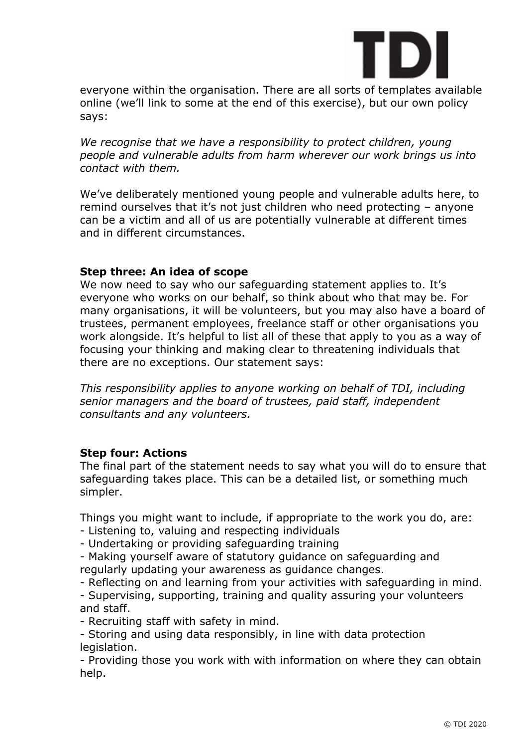everyone within the organisation. There are all sorts of templates available online (we'll link to some at the end of this exercise), but our own policy says:

*We recognise that we have a responsibility to protect children, young people and vulnerable adults from harm wherever our work brings us into contact with them.*

We've deliberately mentioned young people and vulnerable adults here, to remind ourselves that it's not just children who need protecting – anyone can be a victim and all of us are potentially vulnerable at different times and in different circumstances.

**Step three: An idea of scope**

We now need to say who our safeguarding statement applies to. It's everyone who works on our behalf, so think about who that may be. For many organisations, it will be volunteers, but you may also have a board of trustees, permanent employees, freelance staff or other organisations you work alongside. It's helpful to list all of these that apply to you as a way of focusing your thinking and making clear to threatening individuals that there are no exceptions. Our statement says:

*This responsibility applies to anyone working on behalf of TDI, including senior managers and the board of trustees, paid staff, independent consultants and any volunteers.*

**Step four: Actions**

The final part of the statement needs to say what you will do to ensure that safeguarding takes place. This can be a detailed list, or something much simpler.

Things you might want to include, if appropriate to the work you do, are:

- Listening to, valuing and respecting individuals
- Undertaking or providing safeguarding training
- Making yourself aware of statutory guidance on safeguarding and regularly updating your awareness as guidance changes.
- Reflecting on and learning from your activities with safeguarding in mind.
- Supervising, supporting, training and quality assuring your volunteers and staff.
- Recruiting staff with safety in mind.
- Storing and using data responsibly, in line with data protection legislation.
- Providing those you work with with information on where they can obtain help.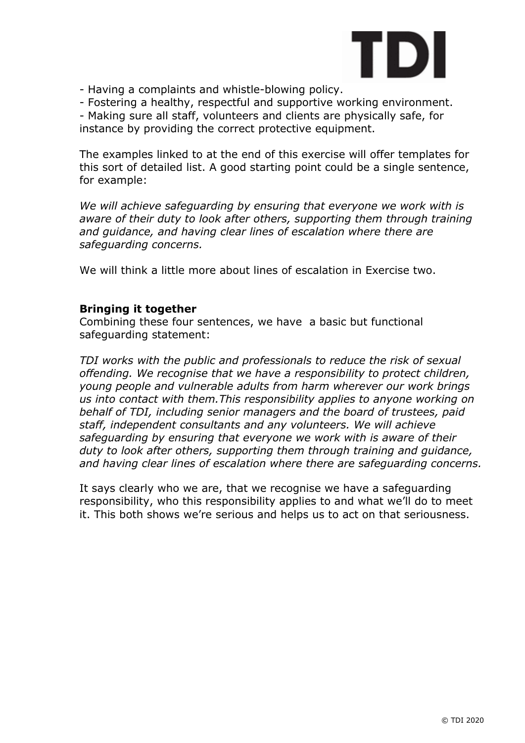- Having a complaints and whistle-blowing policy.
- Fostering a healthy, respectful and supportive working environment.
- Making sure all staff, volunteers and clients are physically safe, for instance by providing the correct protective equipment.

The examples linked to at the end of this exercise will offer templates for this sort of detailed list. A good starting point could be a single sentence, for example:

*We will achieve safeguarding by ensuring that everyone we work with is aware of their duty to look after others, supporting them through training and guidance, and having clear lines of escalation where there are safeguarding concerns.*

We will think a little more about lines of escalation in Exercise two.

**Bringing it together**

Combining these four sentences, we have a basic but functional safeguarding statement:

*TDI works with the public and professionals to reduce the risk of sexual offending. We recognise that we have a responsibility to protect children, young people and vulnerable adults from harm wherever our work brings us into contact with them.This responsibility applies to anyone working on behalf of TDI, including senior managers and the board of trustees, paid staff, independent consultants and any volunteers. We will achieve safeguarding by ensuring that everyone we work with is aware of their duty to look after others, supporting them through training and guidance, and having clear lines of escalation where there are safeguarding concerns.*

It says clearly who we are, that we recognise we have a safeguarding responsibility, who this responsibility applies to and what we'll do to meet it. This both shows we're serious and helps us to act on that seriousness.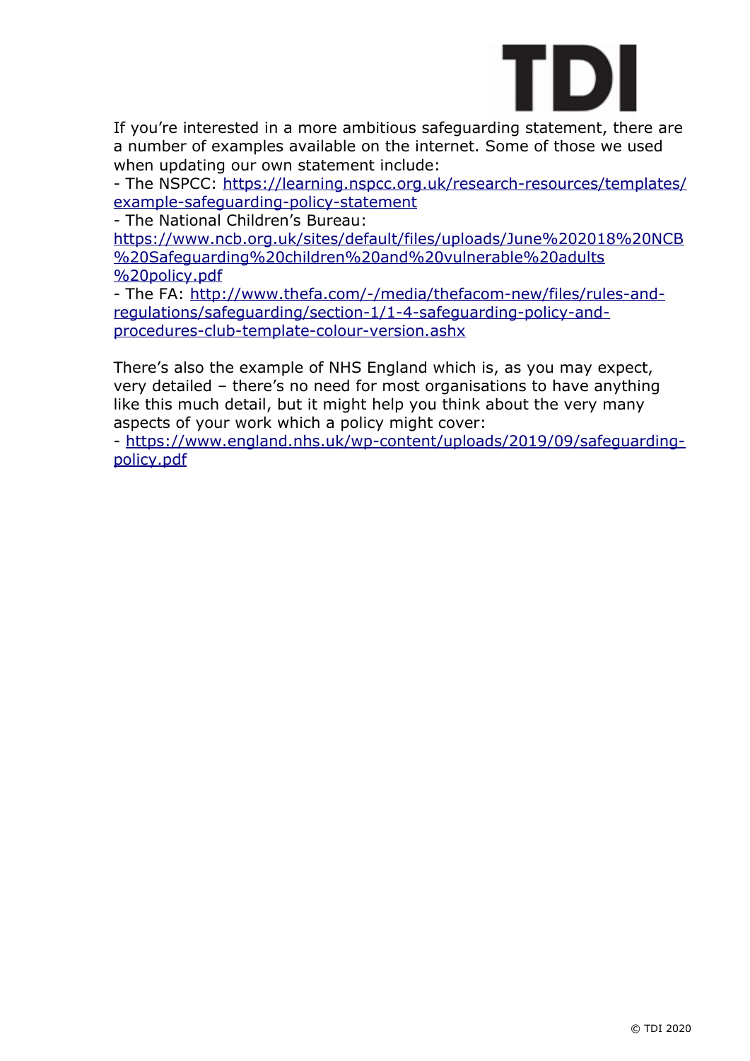If you're interested in a more ambitious safeguarding statement, there are a number of examples available on the internet. Some of those we used when updating our own statement include:

- The NSPCC: https://learning.nspcc.org.uk/research-resources/templates/example-safeguarding-policy-statement
- The National Children's Bureau: https://www.ncb.org.uk/sites/default/files/uploads/June%202018%20NCB%20Safeguarding%20children%20and%20vulnerable%20adults%20policy.pdf
- The FA: http://www.thefa.com/-/media/thefacom-new/files/rules-and-regulations/safeguarding/section-1/1-4-safeguarding-policy-and-procedures-club-template-colour-version.ashx

There's also the example of NHS England which is, as you may expect, very detailed – there's no need for most organisations to have anything like this much detail, but it might help you think about the very many aspects of your work which a policy might cover:

- https://www.england.nhs.uk/wp-content/uploads/2019/09/safeguarding-policy.pdf